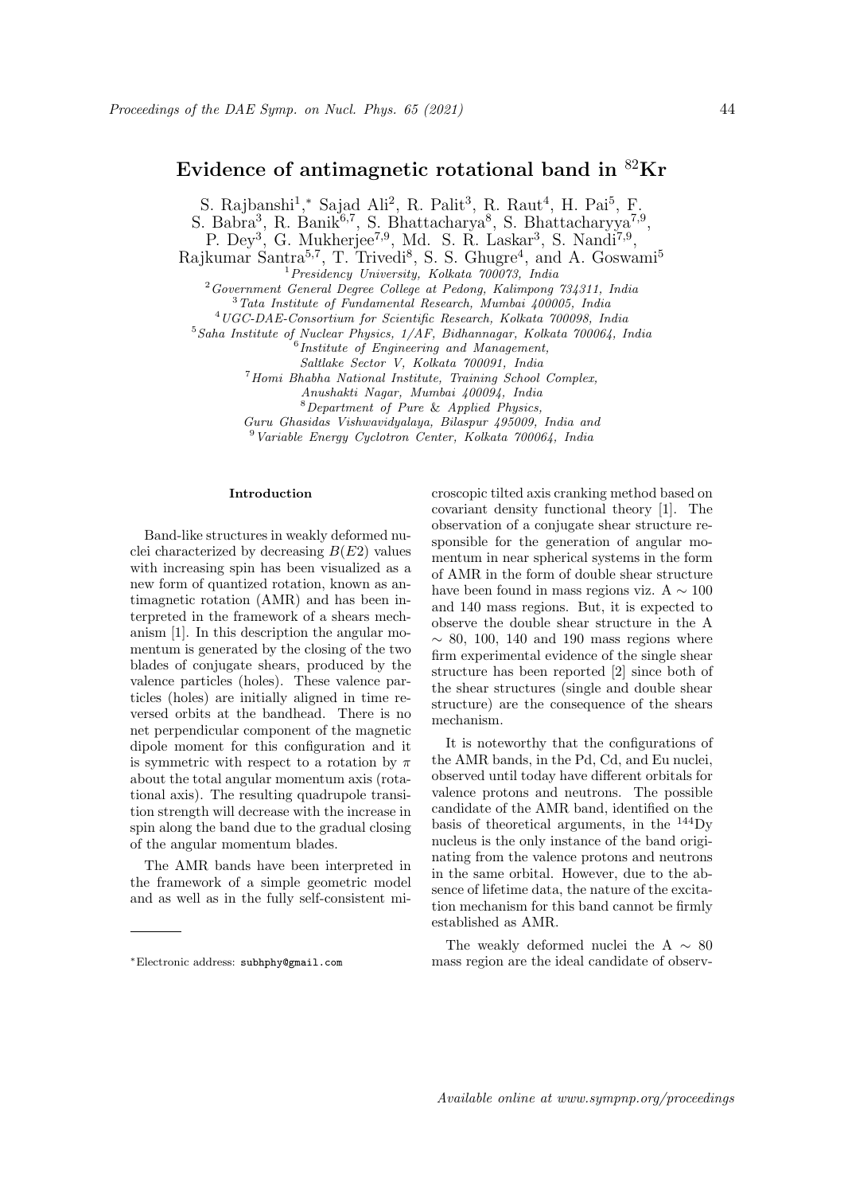# Evidence of antimagnetic rotational band in $^{82}$Kr

S. Rajbanshi[1],* Sajad Ali[2], R. Palit[3], R. Raut[4], H. Pai[5], F. S. Babra[3], R. Banik[6,7], S. Bhattacharya[8], S. Bhattacharyya[7,9], P. Dey[3], G. Mukherjee[7,9], Md. S. R. Laskar[3], S. Nandi[7,9], Rajkumar Santra[5,7], T. Trivedi[8], S. S. Ghugre[4], and A. Goswami[5]

[1] *Presidency University, Kolkata 700073, India*
[2] *Government General Degree College at Pedong, Kalimpong 734311, India*
[3] *Tata Institute of Fundamental Research, Mumbai 400005, India*
[4] *UGC-DAE-Consortium for Scientific Research, Kolkata 700098, India*
[5] *Saha Institute of Nuclear Physics, 1/AF, Bidhannagar, Kolkata 700064, India*
[6] *Institute of Engineering and Management, Saltlake Sector V, Kolkata 700091, India*
[7] *Homi Bhabha National Institute, Training School Complex, Anushakti Nagar, Mumbai 400094, India*
[8] *Department of Pure & Applied Physics, Guru Ghasidas Vishwavidyalaya, Bilaspur 495009, India and*
[9] *Variable Energy Cyclotron Center, Kolkata 700064, India*

## Introduction

Band-like structures in weakly deformed nuclei characterized by decreasing $B(E2)$ values with increasing spin has been visualized as a new form of quantized rotation, known as antimagnetic rotation (AMR) and has been interpreted in the framework of a shears mechanism [1]. In this description the angular momentum is generated by the closing of the two blades of conjugate shears, produced by the valence particles (holes). These valence particles (holes) are initially aligned in time reversed orbits at the bandhead. There is no net perpendicular component of the magnetic dipole moment for this configuration and it is symmetric with respect to a rotation by $\pi$ about the total angular momentum axis (rotational axis). The resulting quadrupole transition strength will decrease with the increase in spin along the band due to the gradual closing of the angular momentum blades.

The AMR bands have been interpreted in the framework of a simple geometric model and as well as in the fully self-consistent microscopic tilted axis cranking method based on covariant density functional theory [1]. The observation of a conjugate shear structure responsible for the generation of angular momentum in near spherical systems in the form of AMR in the form of double shear structure have been found in mass regions viz. A $\sim$ 100 and 140 mass regions. But, it is expected to observe the double shear structure in the A $\sim$ 80, 100, 140 and 190 mass regions where firm experimental evidence of the single shear structure has been reported [2] since both of the shear structures (single and double shear structure) are the consequence of the shears mechanism.

It is noteworthy that the configurations of the AMR bands, in the Pd, Cd, and Eu nuclei, observed until today have different orbitals for valence protons and neutrons. The possible candidate of the AMR band, identified on the basis of theoretical arguments, in the $^{144}$Dy nucleus is the only instance of the band originating from the valence protons and neutrons in the same orbital. However, due to the absence of lifetime data, the nature of the excitation mechanism for this band cannot be firmly established as AMR.

The weakly deformed nuclei the A $\sim$ 80 mass region are the ideal candidate of observ-

*Electronic address: subhphy@gmail.com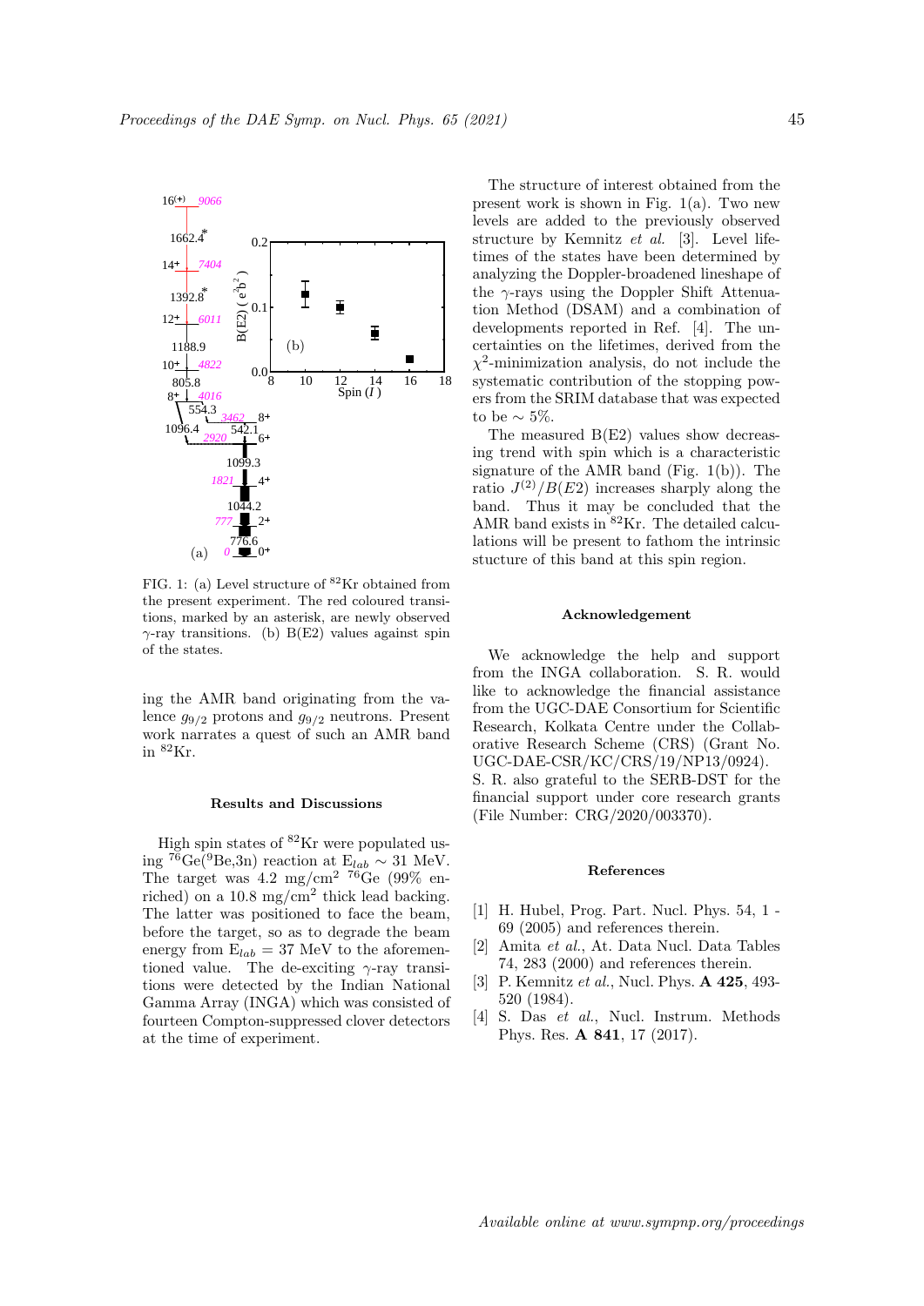16(+) 9066

1662.4*

14+ 7404

1392.8*

12+ 6011

1188.9

10+ 4822

805.8

8+ 4016

554.3

3462 8+

1096.4

542.1

2920 6+

1099.3

1821 4+

1044.2

777 2+

776.6

(a) 0 0+

B(E2) ( $e^2b^2$ )

0.2

0.1

0.0

(b)

8 10 12 14 16 18

Spin ($I$)

FIG. 1: (a) Level structure of $^{82}$Kr obtained from the present experiment. The red coloured transitions, marked by an asterisk, are newly observed $\gamma$-ray transitions. (b) B(E2) values against spin of the states.

ing the AMR band originating from the valence $g_{9/2}$ protons and $g_{9/2}$ neutrons. Present work narrates a quest of such an AMR band in $^{82}$Kr.

### Results and Discussions

High spin states of $^{82}$Kr were populated using $^{76}$Ge($^{9}$Be,3n) reaction at $E_{lab} \sim 31$ MeV. The target was 4.2 mg/cm$^2$ $^{76}$Ge (99% enriched) on a 10.8 mg/cm$^2$ thick lead backing. The latter was positioned to face the beam, before the target, so as to degrade the beam energy from $E_{lab} = 37$ MeV to the aforementioned value. The de-exciting $\gamma$-ray transitions were detected by the Indian National Gamma Array (INGA) which was consisted of fourteen Compton-suppressed clover detectors at the time of experiment.

The structure of interest obtained from the present work is shown in Fig. 1(a). Two new levels are added to the previously observed structure by Kemnitz *et al.* [3]. Level lifetimes of the states have been determined by analyzing the Doppler-broadened lineshape of the $\gamma$-rays using the Doppler Shift Attenuation Method (DSAM) and a combination of developments reported in Ref. [4]. The uncertainties on the lifetimes, derived from the $\chi^2$-minimization analysis, do not include the systematic contribution of the stopping powers from the SRIM database that was expected to be $\sim 5\%$.

The measured B(E2) values show decreasing trend with spin which is a characteristic signature of the AMR band (Fig. 1(b)). The ratio $J^{(2)}/B(E2)$ increases sharply along the band. Thus it may be concluded that the AMR band exists in $^{82}$Kr. The detailed calculations will be present to fathom the intrinsic stucture of this band at this spin region.

### Acknowledgement

We acknowledge the help and support from the INGA collaboration. S. R. would like to acknowledge the financial assistance from the UGC-DAE Consortium for Scientific Research, Kolkata Centre under the Collaborative Research Scheme (CRS) (Grant No. UGC-DAE-CSR/KC/CRS/19/NP13/0924). S. R. also grateful to the SERB-DST for the financial support under core research grants (File Number: CRG/2020/003370).

### References

[1] H. Hubel, Prog. Part. Nucl. Phys. 54, 1 - 69 (2005) and references therein.

[2] Amita *et al.*, At. Data Nucl. Data Tables 74, 283 (2000) and references therein.

[3] P. Kemnitz *et al.*, Nucl. Phys. **A 425**, 493-520 (1984).

[4] S. Das *et al.*, Nucl. Instrum. Methods Phys. Res. **A 841**, 17 (2017).